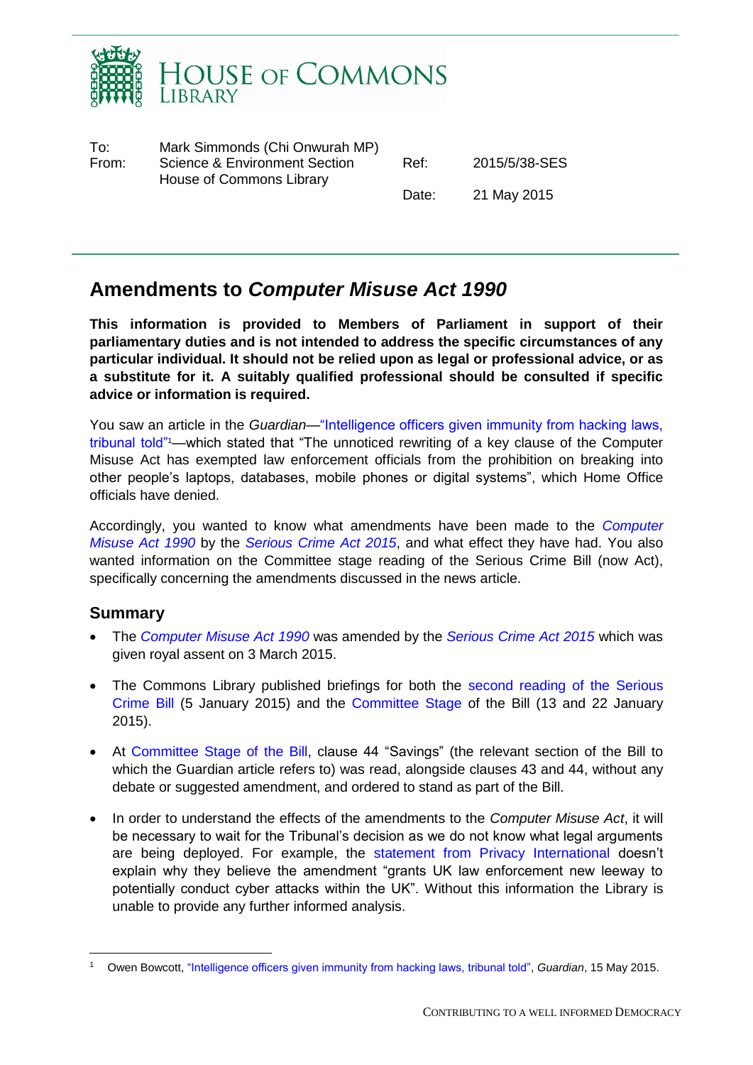# HOUSE OF COMMONS LIBRARY

| | | | |
|---|---|---|---|
| To: | Mark Simmonds (Chi Onwurah MP) | | |
| From: | Science & Environment Section House of Commons Library | Ref: | 2015/5/38-SES |
| | | Date: | 21 May 2015 |

## Amendments to *Computer Misuse Act 1990*

**This information is provided to Members of Parliament in support of their parliamentary duties and is not intended to address the specific circumstances of any particular individual. It should not be relied upon as legal or professional advice, or as a substitute for it. A suitably qualified professional should be consulted if specific advice or information is required.**

You saw an article in the *Guardian*—"Intelligence officers given immunity from hacking laws, tribunal told"[1]—which stated that "The unnoticed rewriting of a key clause of the Computer Misuse Act has exempted law enforcement officials from the prohibition on breaking into other people's laptops, databases, mobile phones or digital systems", which Home Office officials have denied.

Accordingly, you wanted to know what amendments have been made to the *Computer Misuse Act 1990* by the *Serious Crime Act 2015*, and what effect they have had. You also wanted information on the Committee stage reading of the Serious Crime Bill (now Act), specifically concerning the amendments discussed in the news article.

### Summary

- The *Computer Misuse Act 1990* was amended by the *Serious Crime Act 2015* which was given royal assent on 3 March 2015.
- The Commons Library published briefings for both the second reading of the Serious Crime Bill (5 January 2015) and the Committee Stage of the Bill (13 and 22 January 2015).
- At Committee Stage of the Bill, clause 44 "Savings" (the relevant section of the Bill to which the Guardian article refers to) was read, alongside clauses 43 and 44, without any debate or suggested amendment, and ordered to stand as part of the Bill.
- In order to understand the effects of the amendments to the *Computer Misuse Act*, it will be necessary to wait for the Tribunal's decision as we do not know what legal arguments are being deployed. For example, the statement from Privacy International doesn't explain why they believe the amendment "grants UK law enforcement new leeway to potentially conduct cyber attacks within the UK". Without this information the Library is unable to provide any further informed analysis.

---

[1] Owen Bowcott, "Intelligence officers given immunity from hacking laws, tribunal told", *Guardian*, 15 May 2015.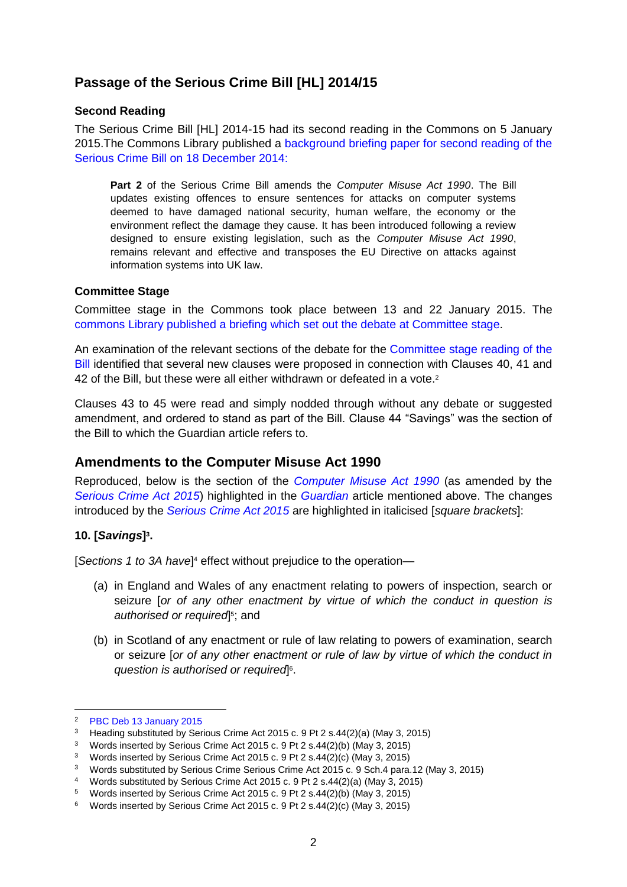## Passage of the Serious Crime Bill [HL] 2014/15

### Second Reading

The Serious Crime Bill [HL] 2014-15 had its second reading in the Commons on 5 January 2015.The Commons Library published a background briefing paper for second reading of the Serious Crime Bill on 18 December 2014:

> **Part 2** of the Serious Crime Bill amends the *Computer Misuse Act 1990*. The Bill updates existing offences to ensure sentences for attacks on computer systems deemed to have damaged national security, human welfare, the economy or the environment reflect the damage they cause. It has been introduced following a review designed to ensure existing legislation, such as the *Computer Misuse Act 1990*, remains relevant and effective and transposes the EU Directive on attacks against information systems into UK law.

### Committee Stage

Committee stage in the Commons took place between 13 and 22 January 2015. The commons Library published a briefing which set out the debate at Committee stage.

An examination of the relevant sections of the debate for the Committee stage reading of the Bill identified that several new clauses were proposed in connection with Clauses 40, 41 and 42 of the Bill, but these were all either withdrawn or defeated in a vote.[2]

Clauses 43 to 45 were read and simply nodded through without any debate or suggested amendment, and ordered to stand as part of the Bill. Clause 44 "Savings" was the section of the Bill to which the Guardian article refers to.

## Amendments to the Computer Misuse Act 1990

Reproduced, below is the section of the *Computer Misuse Act 1990* (as amended by the *Serious Crime Act 2015*) highlighted in the *Guardian* article mentioned above. The changes introduced by the *Serious Crime Act 2015* are highlighted in italicised [*square brackets*]:

### 10. [*Savings*][3].

[*Sections 1 to 3A have*][4] effect without prejudice to the operation—

(a) in England and Wales of any enactment relating to powers of inspection, search or seizure [*or of any other enactment by virtue of which the conduct in question is authorised or required*][5]; and

(b) in Scotland of any enactment or rule of law relating to powers of examination, search or seizure [*or of any other enactment or rule of law by virtue of which the conduct in question is authorised or required*][6].

---

[2] PBC Deb 13 January 2015

[3] Heading substituted by Serious Crime Act 2015 c. 9 Pt 2 s.44(2)(a) (May 3, 2015)

[3] Words inserted by Serious Crime Act 2015 c. 9 Pt 2 s.44(2)(b) (May 3, 2015)

[3] Words inserted by Serious Crime Act 2015 c. 9 Pt 2 s.44(2)(c) (May 3, 2015)

[3] Words substituted by Serious Crime Serious Crime Act 2015 c. 9 Sch.4 para.12 (May 3, 2015)

[4] Words substituted by Serious Crime Act 2015 c. 9 Pt 2 s.44(2)(a) (May 3, 2015)

[5] Words inserted by Serious Crime Act 2015 c. 9 Pt 2 s.44(2)(b) (May 3, 2015)

[6] Words inserted by Serious Crime Act 2015 c. 9 Pt 2 s.44(2)(c) (May 3, 2015)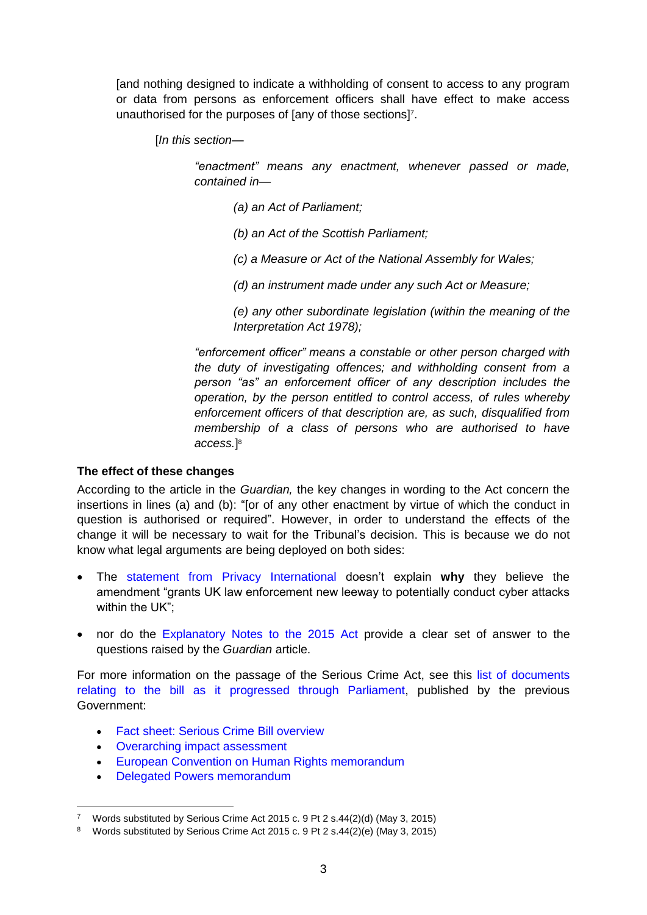[and nothing designed to indicate a withholding of consent to access to any program or data from persons as enforcement officers shall have effect to make access unauthorised for the purposes of [any of those sections][7].

[*In this section—*

*"enactment" means any enactment, whenever passed or made, contained in—*

*(a) an Act of Parliament;*

*(b) an Act of the Scottish Parliament;*

*(c) a Measure or Act of the National Assembly for Wales;*

*(d) an instrument made under any such Act or Measure;*

*(e) any other subordinate legislation (within the meaning of the Interpretation Act 1978);*

*"enforcement officer" means a constable or other person charged with the duty of investigating offences; and withholding consent from a person "as" an enforcement officer of any description includes the operation, by the person entitled to control access, of rules whereby enforcement officers of that description are, as such, disqualified from membership of a class of persons who are authorised to have access.*][8]

**The effect of these changes**

According to the article in the *Guardian,* the key changes in wording to the Act concern the insertions in lines (a) and (b): "[or of any other enactment by virtue of which the conduct in question is authorised or required". However, in order to understand the effects of the change it will be necessary to wait for the Tribunal's decision. This is because we do not know what legal arguments are being deployed on both sides:

- The statement from Privacy International doesn't explain **why** they believe the amendment "grants UK law enforcement new leeway to potentially conduct cyber attacks within the UK";
- nor do the Explanatory Notes to the 2015 Act provide a clear set of answer to the questions raised by the *Guardian* article.

For more information on the passage of the Serious Crime Act, see this list of documents relating to the bill as it progressed through Parliament, published by the previous Government:

- Fact sheet: Serious Crime Bill overview
- Overarching impact assessment
- European Convention on Human Rights memorandum
- Delegated Powers memorandum

[7] Words substituted by Serious Crime Act 2015 c. 9 Pt 2 s.44(2)(d) (May 3, 2015)

[8] Words substituted by Serious Crime Act 2015 c. 9 Pt 2 s.44(2)(e) (May 3, 2015)